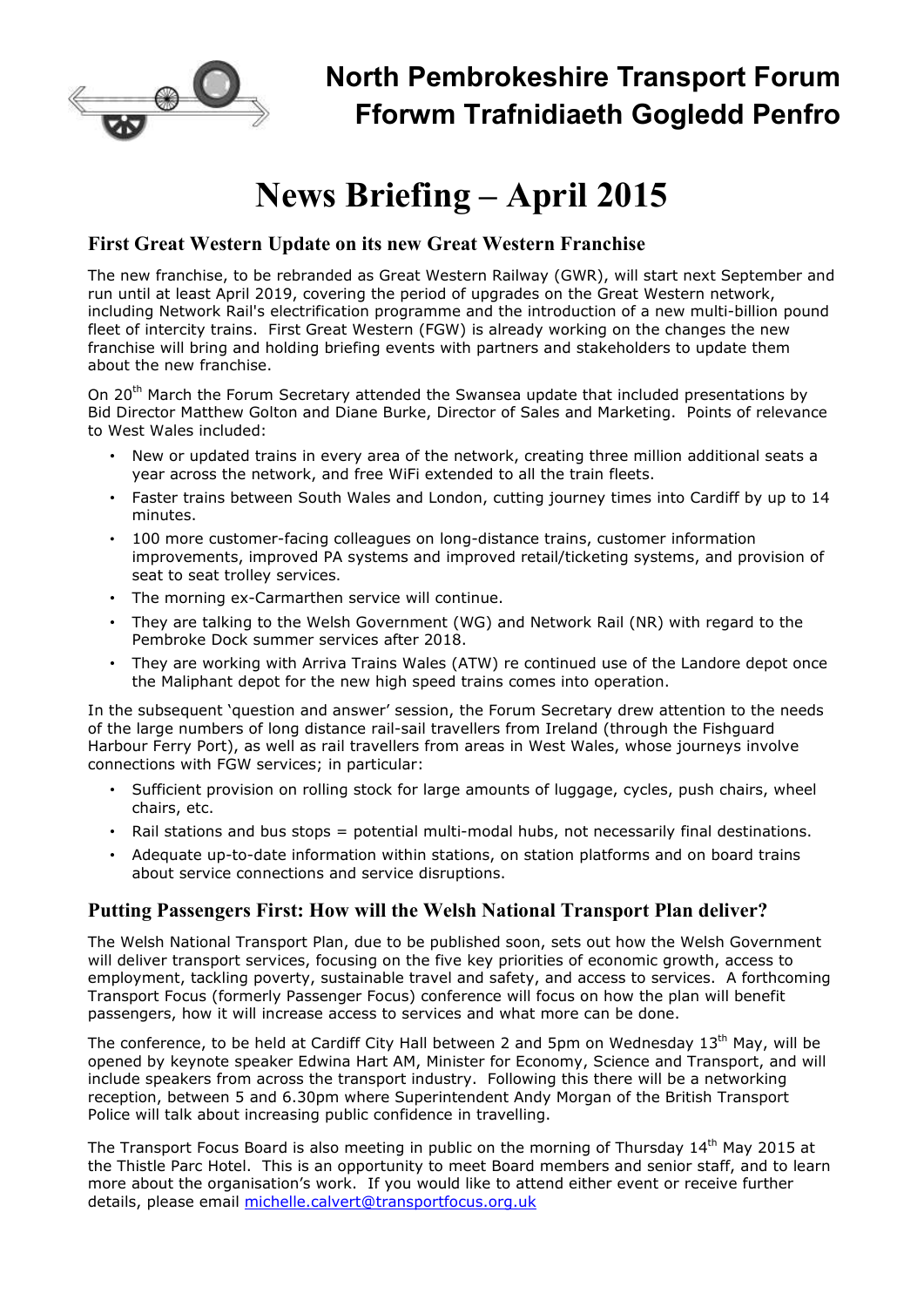# North Pembrokeshire Transport Forum
# Fforwm Trafnidiaeth Gogledd Penfro

# News Briefing – April 2015

## First Great Western Update on its new Great Western Franchise

The new franchise, to be rebranded as Great Western Railway (GWR), will start next September and run until at least April 2019, covering the period of upgrades on the Great Western network, including Network Rail's electrification programme and the introduction of a new multi-billion pound fleet of intercity trains. First Great Western (FGW) is already working on the changes the new franchise will bring and holding briefing events with partners and stakeholders to update them about the new franchise.

On 20th March the Forum Secretary attended the Swansea update that included presentations by Bid Director Matthew Golton and Diane Burke, Director of Sales and Marketing. Points of relevance to West Wales included:

- New or updated trains in every area of the network, creating three million additional seats a year across the network, and free WiFi extended to all the train fleets.
- Faster trains between South Wales and London, cutting journey times into Cardiff by up to 14 minutes.
- 100 more customer-facing colleagues on long-distance trains, customer information improvements, improved PA systems and improved retail/ticketing systems, and provision of seat to seat trolley services.
- The morning ex-Carmarthen service will continue.
- They are talking to the Welsh Government (WG) and Network Rail (NR) with regard to the Pembroke Dock summer services after 2018.
- They are working with Arriva Trains Wales (ATW) re continued use of the Landore depot once the Maliphant depot for the new high speed trains comes into operation.

In the subsequent 'question and answer' session, the Forum Secretary drew attention to the needs of the large numbers of long distance rail-sail travellers from Ireland (through the Fishguard Harbour Ferry Port), as well as rail travellers from areas in West Wales, whose journeys involve connections with FGW services; in particular:

- Sufficient provision on rolling stock for large amounts of luggage, cycles, push chairs, wheel chairs, etc.
- Rail stations and bus stops = potential multi-modal hubs, not necessarily final destinations.
- Adequate up-to-date information within stations, on station platforms and on board trains about service connections and service disruptions.

## Putting Passengers First: How will the Welsh National Transport Plan deliver?

The Welsh National Transport Plan, due to be published soon, sets out how the Welsh Government will deliver transport services, focusing on the five key priorities of economic growth, access to employment, tackling poverty, sustainable travel and safety, and access to services. A forthcoming Transport Focus (formerly Passenger Focus) conference will focus on how the plan will benefit passengers, how it will increase access to services and what more can be done.

The conference, to be held at Cardiff City Hall between 2 and 5pm on Wednesday 13th May, will be opened by keynote speaker Edwina Hart AM, Minister for Economy, Science and Transport, and will include speakers from across the transport industry. Following this there will be a networking reception, between 5 and 6.30pm where Superintendent Andy Morgan of the British Transport Police will talk about increasing public confidence in travelling.

The Transport Focus Board is also meeting in public on the morning of Thursday 14th May 2015 at the Thistle Parc Hotel. This is an opportunity to meet Board members and senior staff, and to learn more about the organisation's work. If you would like to attend either event or receive further details, please email michelle.calvert@transportfocus.org.uk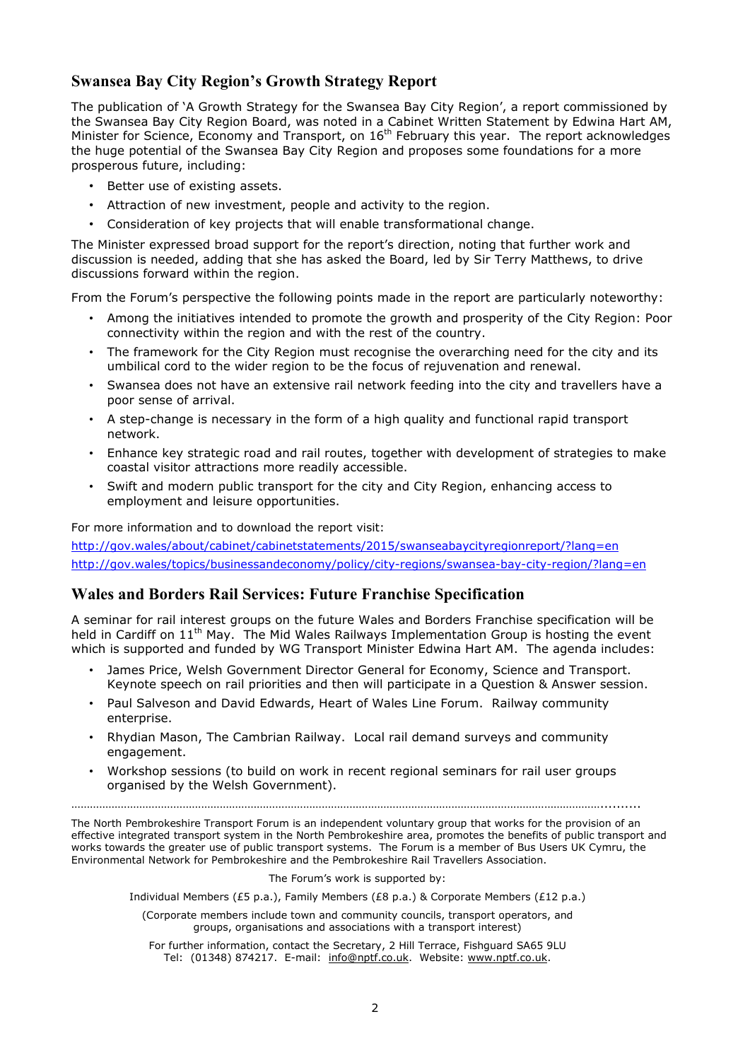## Swansea Bay City Region's Growth Strategy Report

The publication of 'A Growth Strategy for the Swansea Bay City Region', a report commissioned by the Swansea Bay City Region Board, was noted in a Cabinet Written Statement by Edwina Hart AM, Minister for Science, Economy and Transport, on 16th February this year. The report acknowledges the huge potential of the Swansea Bay City Region and proposes some foundations for a more prosperous future, including:

- Better use of existing assets.
- Attraction of new investment, people and activity to the region.
- Consideration of key projects that will enable transformational change.

The Minister expressed broad support for the report's direction, noting that further work and discussion is needed, adding that she has asked the Board, led by Sir Terry Matthews, to drive discussions forward within the region.

From the Forum's perspective the following points made in the report are particularly noteworthy:

- Among the initiatives intended to promote the growth and prosperity of the City Region: Poor connectivity within the region and with the rest of the country.
- The framework for the City Region must recognise the overarching need for the city and its umbilical cord to the wider region to be the focus of rejuvenation and renewal.
- Swansea does not have an extensive rail network feeding into the city and travellers have a poor sense of arrival.
- A step-change is necessary in the form of a high quality and functional rapid transport network.
- Enhance key strategic road and rail routes, together with development of strategies to make coastal visitor attractions more readily accessible.
- Swift and modern public transport for the city and City Region, enhancing access to employment and leisure opportunities.

For more information and to download the report visit:

http://gov.wales/about/cabinet/cabinetstatements/2015/swanseabaycityregionreport/?lang=en
http://gov.wales/topics/businessandeconomy/policy/city-regions/swansea-bay-city-region/?lang=en

## Wales and Borders Rail Services: Future Franchise Specification

A seminar for rail interest groups on the future Wales and Borders Franchise specification will be held in Cardiff on 11th May. The Mid Wales Railways Implementation Group is hosting the event which is supported and funded by WG Transport Minister Edwina Hart AM. The agenda includes:

- James Price, Welsh Government Director General for Economy, Science and Transport. Keynote speech on rail priorities and then will participate in a Question & Answer session.
- Paul Salveson and David Edwards, Heart of Wales Line Forum. Railway community enterprise.
- Rhydian Mason, The Cambrian Railway. Local rail demand surveys and community engagement.
- Workshop sessions (to build on work in recent regional seminars for rail user groups organised by the Welsh Government).

---

The North Pembrokeshire Transport Forum is an independent voluntary group that works for the provision of an effective integrated transport system in the North Pembrokeshire area, promotes the benefits of public transport and works towards the greater use of public transport systems. The Forum is a member of Bus Users UK Cymru, the Environmental Network for Pembrokeshire and the Pembrokeshire Rail Travellers Association.

The Forum's work is supported by:

Individual Members (£5 p.a.), Family Members (£8 p.a.) & Corporate Members (£12 p.a.)

(Corporate members include town and community councils, transport operators, and groups, organisations and associations with a transport interest)

For further information, contact the Secretary, 2 Hill Terrace, Fishguard SA65 9LU
Tel: (01348) 874217. E-mail: info@nptf.co.uk. Website: www.nptf.co.uk.